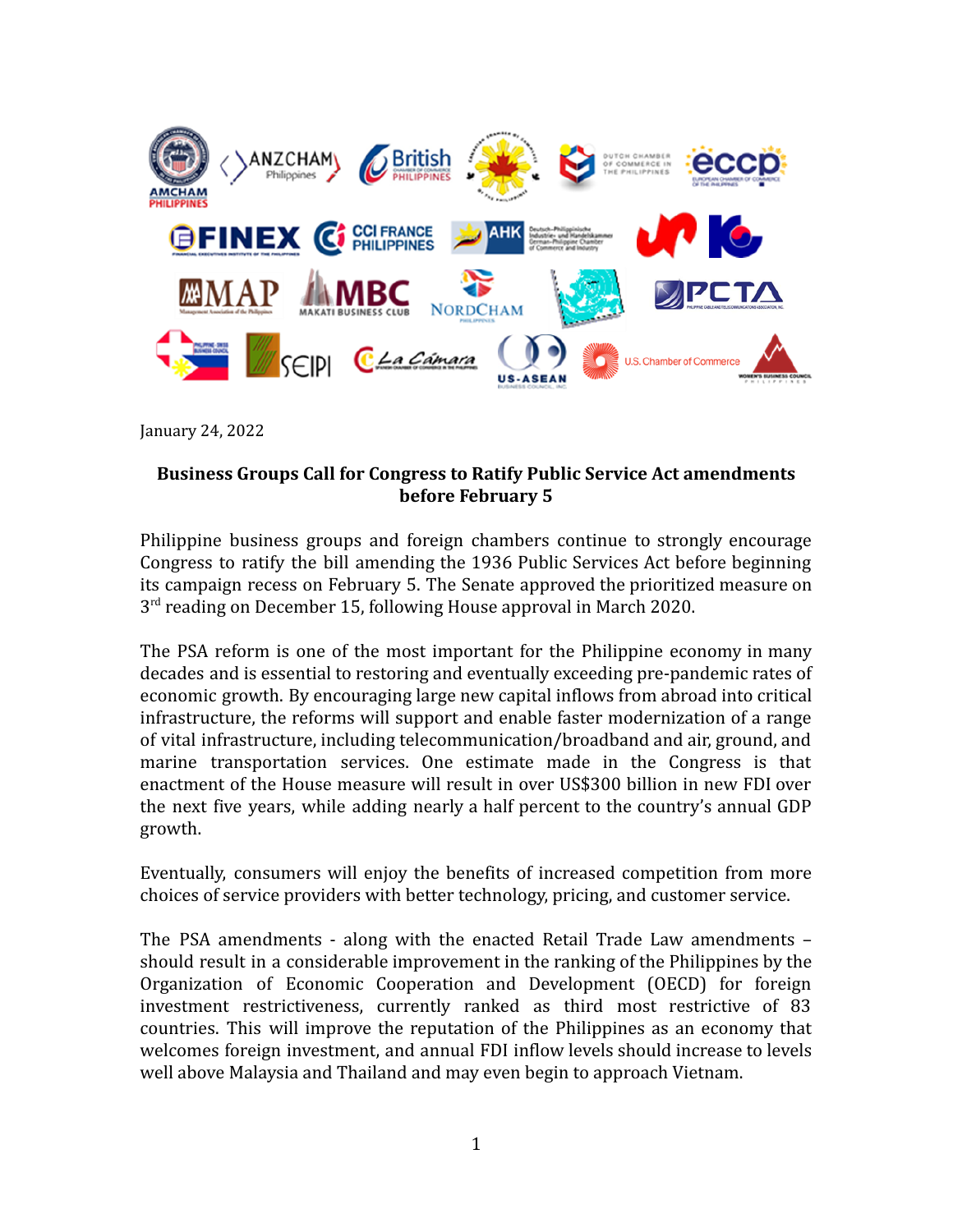January 24, 2022

**Business Groups Call for Congress to Ratify Public Service Act amendments before February 5**

Philippine business groups and foreign chambers continue to strongly encourage Congress to ratify the bill amending the 1936 Public Services Act before beginning its campaign recess on February 5. The Senate approved the prioritized measure on 3rd reading on December 15, following House approval in March 2020.

The PSA reform is one of the most important for the Philippine economy in many decades and is essential to restoring and eventually exceeding pre-pandemic rates of economic growth. By encouraging large new capital inflows from abroad into critical infrastructure, the reforms will support and enable faster modernization of a range of vital infrastructure, including telecommunication/broadband and air, ground, and marine transportation services. One estimate made in the Congress is that enactment of the House measure will result in over US$300 billion in new FDI over the next five years, while adding nearly a half percent to the country's annual GDP growth.

Eventually, consumers will enjoy the benefits of increased competition from more choices of service providers with better technology, pricing, and customer service.

The PSA amendments - along with the enacted Retail Trade Law amendments – should result in a considerable improvement in the ranking of the Philippines by the Organization of Economic Cooperation and Development (OECD) for foreign investment restrictiveness, currently ranked as third most restrictive of 83 countries. This will improve the reputation of the Philippines as an economy that welcomes foreign investment, and annual FDI inflow levels should increase to levels well above Malaysia and Thailand and may even begin to approach Vietnam.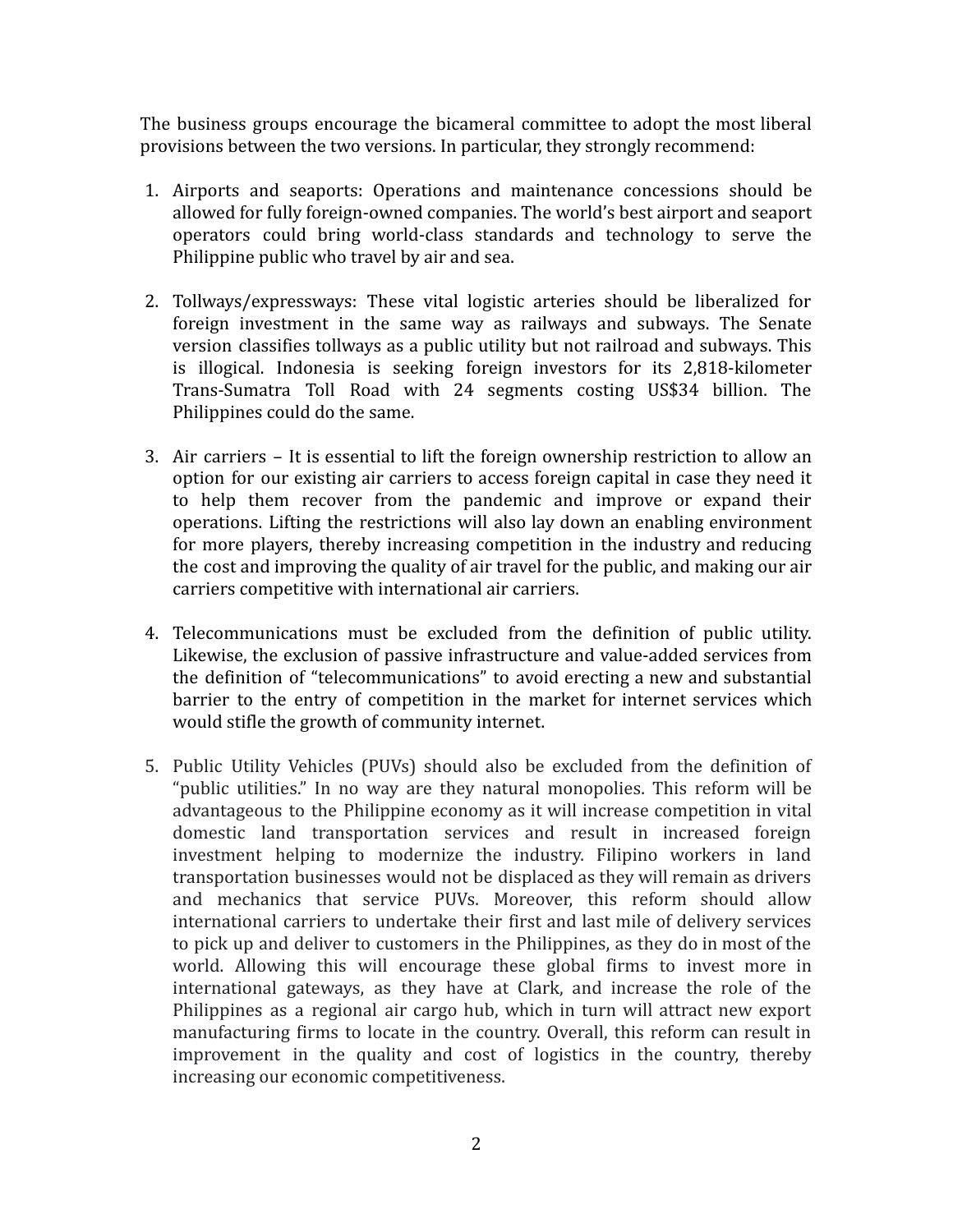The business groups encourage the bicameral committee to adopt the most liberal provisions between the two versions. In particular, they strongly recommend:

1. Airports and seaports: Operations and maintenance concessions should be allowed for fully foreign-owned companies. The world's best airport and seaport operators could bring world-class standards and technology to serve the Philippine public who travel by air and sea.

2. Tollways/expressways: These vital logistic arteries should be liberalized for foreign investment in the same way as railways and subways. The Senate version classifies tollways as a public utility but not railroad and subways. This is illogical. Indonesia is seeking foreign investors for its 2,818-kilometer Trans-Sumatra Toll Road with 24 segments costing US$34 billion. The Philippines could do the same.

3. Air carriers – It is essential to lift the foreign ownership restriction to allow an option for our existing air carriers to access foreign capital in case they need it to help them recover from the pandemic and improve or expand their operations. Lifting the restrictions will also lay down an enabling environment for more players, thereby increasing competition in the industry and reducing the cost and improving the quality of air travel for the public, and making our air carriers competitive with international air carriers.

4. Telecommunications must be excluded from the definition of public utility. Likewise, the exclusion of passive infrastructure and value-added services from the definition of "telecommunications" to avoid erecting a new and substantial barrier to the entry of competition in the market for internet services which would stifle the growth of community internet.

5. Public Utility Vehicles (PUVs) should also be excluded from the definition of "public utilities." In no way are they natural monopolies. This reform will be advantageous to the Philippine economy as it will increase competition in vital domestic land transportation services and result in increased foreign investment helping to modernize the industry. Filipino workers in land transportation businesses would not be displaced as they will remain as drivers and mechanics that service PUVs. Moreover, this reform should allow international carriers to undertake their first and last mile of delivery services to pick up and deliver to customers in the Philippines, as they do in most of the world. Allowing this will encourage these global firms to invest more in international gateways, as they have at Clark, and increase the role of the Philippines as a regional air cargo hub, which in turn will attract new export manufacturing firms to locate in the country. Overall, this reform can result in improvement in the quality and cost of logistics in the country, thereby increasing our economic competitiveness.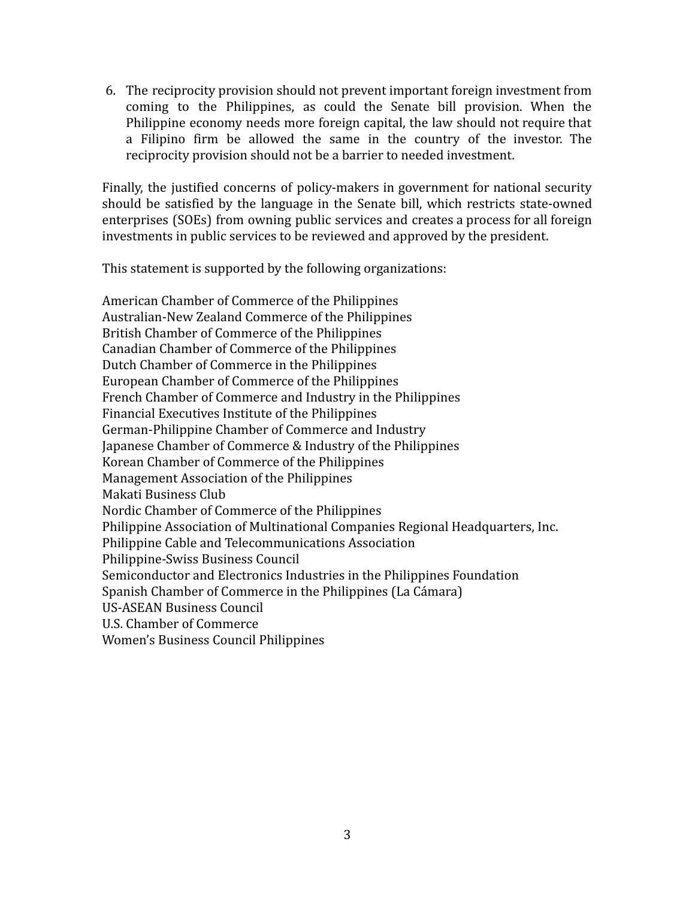6. The reciprocity provision should not prevent important foreign investment from coming to the Philippines, as could the Senate bill provision. When the Philippine economy needs more foreign capital, the law should not require that a Filipino firm be allowed the same in the country of the investor. The reciprocity provision should not be a barrier to needed investment.

Finally, the justified concerns of policy-makers in government for national security should be satisfied by the language in the Senate bill, which restricts state-owned enterprises (SOEs) from owning public services and creates a process for all foreign investments in public services to be reviewed and approved by the president.

This statement is supported by the following organizations:

American Chamber of Commerce of the Philippines
Australian-New Zealand Commerce of the Philippines
British Chamber of Commerce of the Philippines
Canadian Chamber of Commerce of the Philippines
Dutch Chamber of Commerce in the Philippines
European Chamber of Commerce of the Philippines
French Chamber of Commerce and Industry in the Philippines
Financial Executives Institute of the Philippines
German-Philippine Chamber of Commerce and Industry
Japanese Chamber of Commerce & Industry of the Philippines
Korean Chamber of Commerce of the Philippines
Management Association of the Philippines
Makati Business Club
Nordic Chamber of Commerce of the Philippines
Philippine Association of Multinational Companies Regional Headquarters, Inc.
Philippine Cable and Telecommunications Association
Philippine-Swiss Business Council
Semiconductor and Electronics Industries in the Philippines Foundation
Spanish Chamber of Commerce in the Philippines (La Cámara)
US-ASEAN Business Council
U.S. Chamber of Commerce
Women's Business Council Philippines